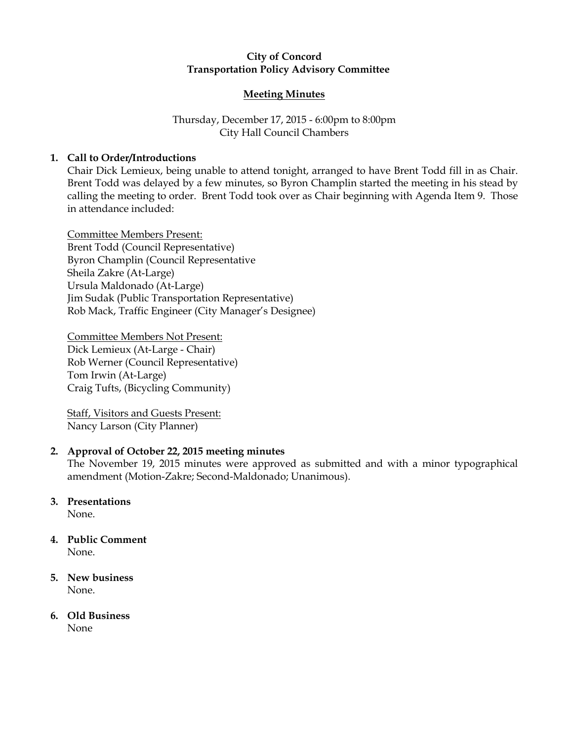**City of Concord**
**Transportation Policy Advisory Committee**

**Meeting Minutes**

Thursday, December 17, 2015 - 6:00pm to 8:00pm
City Hall Council Chambers

1. **Call to Order/Introductions**

   Chair Dick Lemieux, being unable to attend tonight, arranged to have Brent Todd fill in as Chair. Brent Todd was delayed by a few minutes, so Byron Champlin started the meeting in his stead by calling the meeting to order. Brent Todd took over as Chair beginning with Agenda Item 9. Those in attendance included:

   Committee Members Present:
   Brent Todd (Council Representative)
   Byron Champlin (Council Representative
   Sheila Zakre (At-Large)
   Ursula Maldonado (At-Large)
   Jim Sudak (Public Transportation Representative)
   Rob Mack, Traffic Engineer (City Manager's Designee)

   Committee Members Not Present:
   Dick Lemieux (At-Large - Chair)
   Rob Werner (Council Representative)
   Tom Irwin (At-Large)
   Craig Tufts, (Bicycling Community)

   Staff, Visitors and Guests Present:
   Nancy Larson (City Planner)

2. **Approval of October 22, 2015 meeting minutes**

   The November 19, 2015 minutes were approved as submitted and with a minor typographical amendment (Motion-Zakre; Second-Maldonado; Unanimous).

3. **Presentations**

   None.

4. **Public Comment**

   None.

5. **New business**

   None.

6. **Old Business**

   None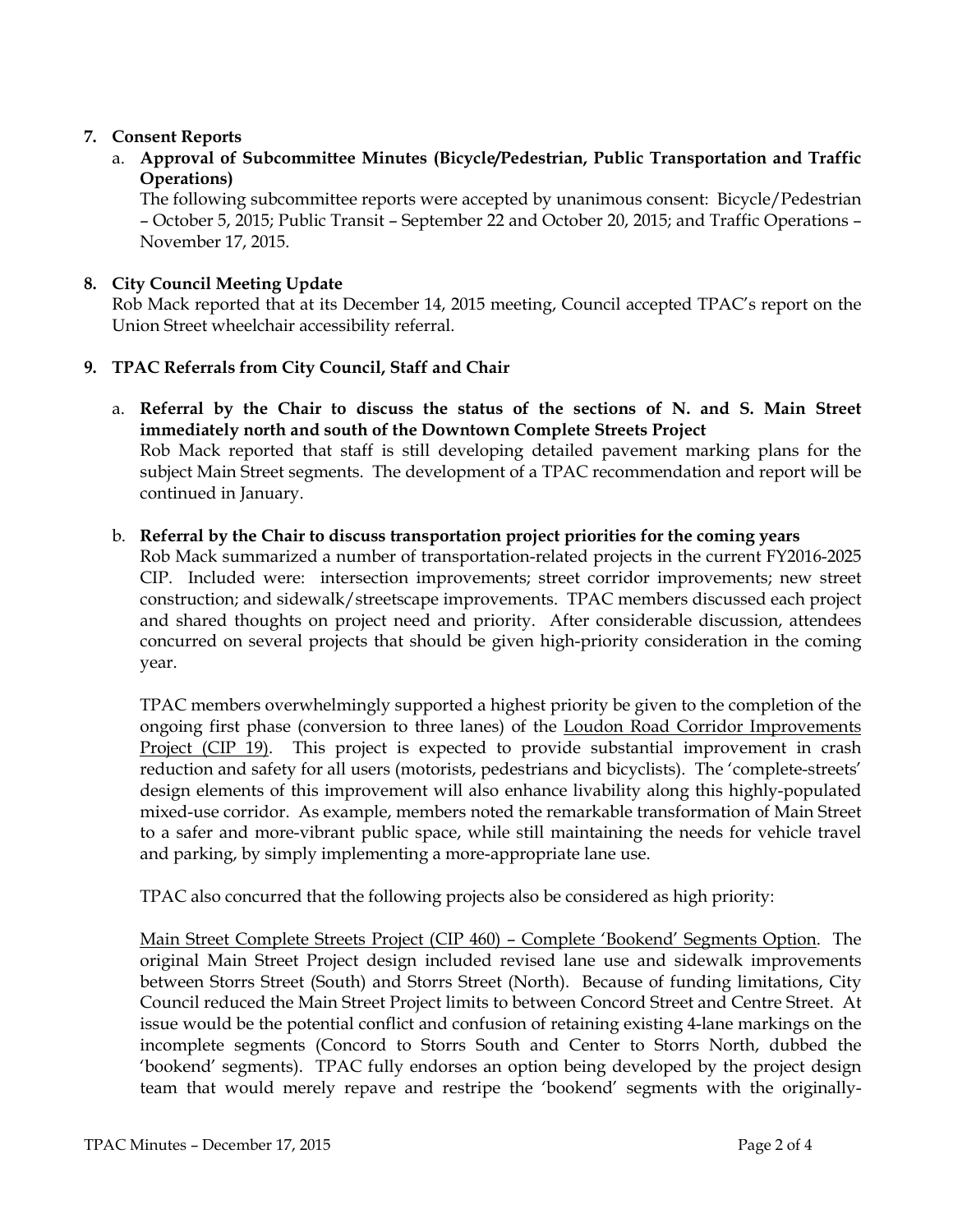**7. Consent Reports**

a. **Approval of Subcommittee Minutes (Bicycle/Pedestrian, Public Transportation and Traffic Operations)**

The following subcommittee reports were accepted by unanimous consent: Bicycle/Pedestrian – October 5, 2015; Public Transit – September 22 and October 20, 2015; and Traffic Operations – November 17, 2015.

**8. City Council Meeting Update**

Rob Mack reported that at its December 14, 2015 meeting, Council accepted TPAC's report on the Union Street wheelchair accessibility referral.

**9. TPAC Referrals from City Council, Staff and Chair**

a. **Referral by the Chair to discuss the status of the sections of N. and S. Main Street immediately north and south of the Downtown Complete Streets Project**

Rob Mack reported that staff is still developing detailed pavement marking plans for the subject Main Street segments. The development of a TPAC recommendation and report will be continued in January.

b. **Referral by the Chair to discuss transportation project priorities for the coming years**

Rob Mack summarized a number of transportation-related projects in the current FY2016-2025 CIP. Included were: intersection improvements; street corridor improvements; new street construction; and sidewalk/streetscape improvements. TPAC members discussed each project and shared thoughts on project need and priority. After considerable discussion, attendees concurred on several projects that should be given high-priority consideration in the coming year.

TPAC members overwhelmingly supported a highest priority be given to the completion of the ongoing first phase (conversion to three lanes) of the Loudon Road Corridor Improvements Project (CIP 19). This project is expected to provide substantial improvement in crash reduction and safety for all users (motorists, pedestrians and bicyclists). The 'complete-streets' design elements of this improvement will also enhance livability along this highly-populated mixed-use corridor. As example, members noted the remarkable transformation of Main Street to a safer and more-vibrant public space, while still maintaining the needs for vehicle travel and parking, by simply implementing a more-appropriate lane use.

TPAC also concurred that the following projects also be considered as high priority:

Main Street Complete Streets Project (CIP 460) – Complete 'Bookend' Segments Option. The original Main Street Project design included revised lane use and sidewalk improvements between Storrs Street (South) and Storrs Street (North). Because of funding limitations, City Council reduced the Main Street Project limits to between Concord Street and Centre Street. At issue would be the potential conflict and confusion of retaining existing 4-lane markings on the incomplete segments (Concord to Storrs South and Center to Storrs North, dubbed the 'bookend' segments). TPAC fully endorses an option being developed by the project design team that would merely repave and restripe the 'bookend' segments with the originally-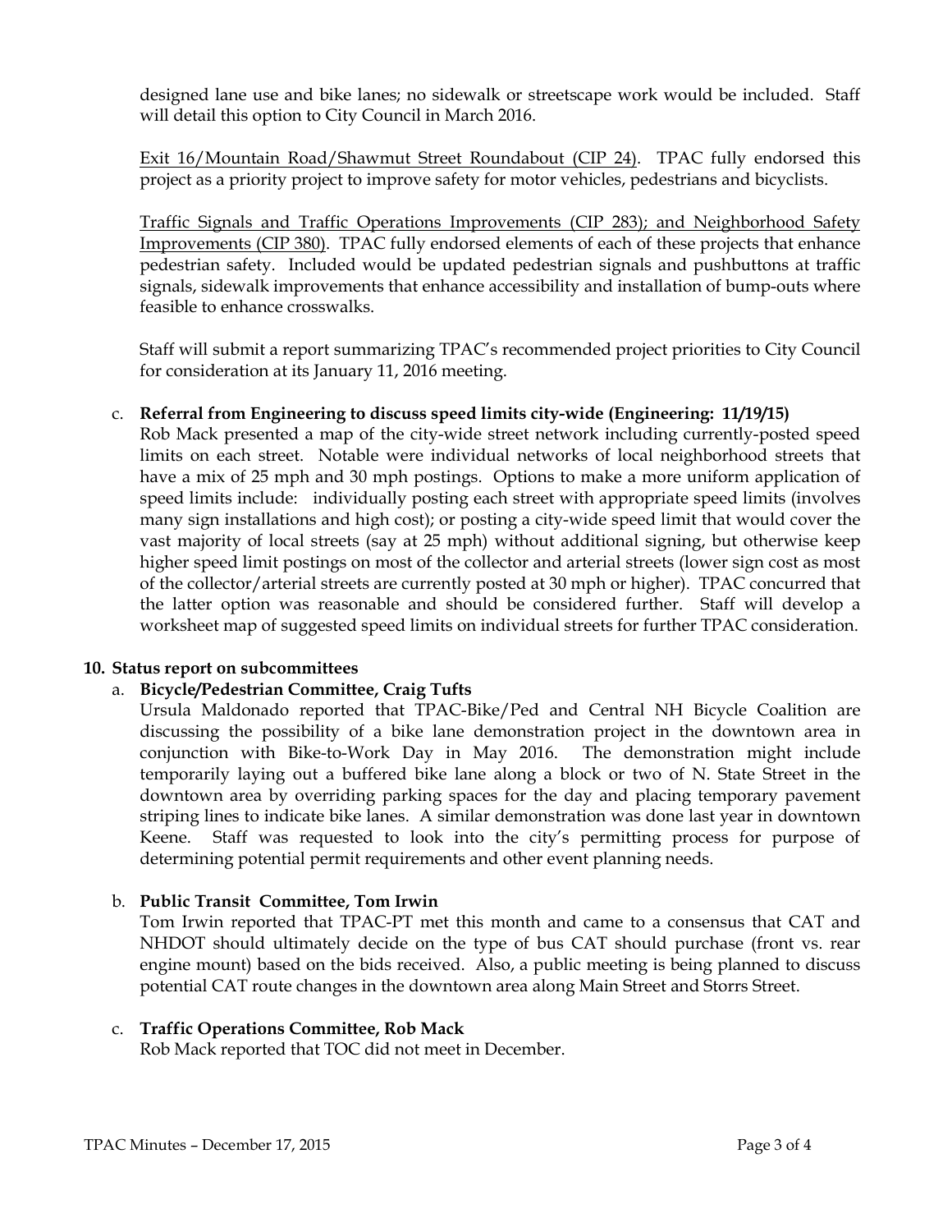designed lane use and bike lanes; no sidewalk or streetscape work would be included. Staff will detail this option to City Council in March 2016.

Exit 16/Mountain Road/Shawmut Street Roundabout (CIP 24). TPAC fully endorsed this project as a priority project to improve safety for motor vehicles, pedestrians and bicyclists.

Traffic Signals and Traffic Operations Improvements (CIP 283); and Neighborhood Safety Improvements (CIP 380). TPAC fully endorsed elements of each of these projects that enhance pedestrian safety. Included would be updated pedestrian signals and pushbuttons at traffic signals, sidewalk improvements that enhance accessibility and installation of bump-outs where feasible to enhance crosswalks.

Staff will submit a report summarizing TPAC's recommended project priorities to City Council for consideration at its January 11, 2016 meeting.

c. **Referral from Engineering to discuss speed limits city-wide (Engineering: 11/19/15)**
   Rob Mack presented a map of the city-wide street network including currently-posted speed limits on each street. Notable were individual networks of local neighborhood streets that have a mix of 25 mph and 30 mph postings. Options to make a more uniform application of speed limits include: individually posting each street with appropriate speed limits (involves many sign installations and high cost); or posting a city-wide speed limit that would cover the vast majority of local streets (say at 25 mph) without additional signing, but otherwise keep higher speed limit postings on most of the collector and arterial streets (lower sign cost as most of the collector/arterial streets are currently posted at 30 mph or higher). TPAC concurred that the latter option was reasonable and should be considered further. Staff will develop a worksheet map of suggested speed limits on individual streets for further TPAC consideration.

**10. Status report on subcommittees**

a. **Bicycle/Pedestrian Committee, Craig Tufts**
   Ursula Maldonado reported that TPAC-Bike/Ped and Central NH Bicycle Coalition are discussing the possibility of a bike lane demonstration project in the downtown area in conjunction with Bike-to-Work Day in May 2016. The demonstration might include temporarily laying out a buffered bike lane along a block or two of N. State Street in the downtown area by overriding parking spaces for the day and placing temporary pavement striping lines to indicate bike lanes. A similar demonstration was done last year in downtown Keene. Staff was requested to look into the city's permitting process for purpose of determining potential permit requirements and other event planning needs.

b. **Public Transit Committee, Tom Irwin**
   Tom Irwin reported that TPAC-PT met this month and came to a consensus that CAT and NHDOT should ultimately decide on the type of bus CAT should purchase (front vs. rear engine mount) based on the bids received. Also, a public meeting is being planned to discuss potential CAT route changes in the downtown area along Main Street and Storrs Street.

c. **Traffic Operations Committee, Rob Mack**
   Rob Mack reported that TOC did not meet in December.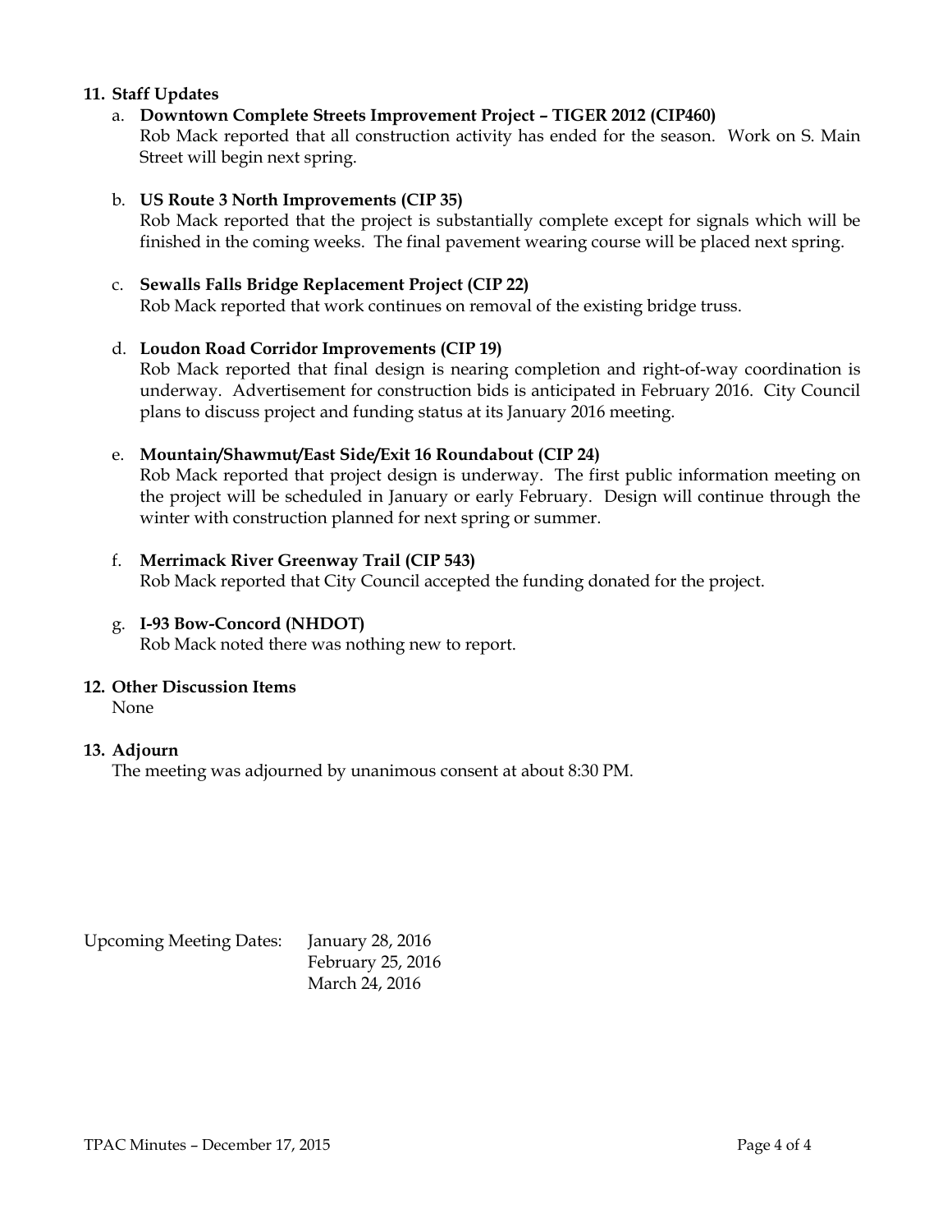**11. Staff Updates**

a. **Downtown Complete Streets Improvement Project – TIGER 2012 (CIP460)**
Rob Mack reported that all construction activity has ended for the season. Work on S. Main Street will begin next spring.

b. **US Route 3 North Improvements (CIP 35)**
Rob Mack reported that the project is substantially complete except for signals which will be finished in the coming weeks. The final pavement wearing course will be placed next spring.

c. **Sewalls Falls Bridge Replacement Project (CIP 22)**
Rob Mack reported that work continues on removal of the existing bridge truss.

d. **Loudon Road Corridor Improvements (CIP 19)**
Rob Mack reported that final design is nearing completion and right-of-way coordination is underway. Advertisement for construction bids is anticipated in February 2016. City Council plans to discuss project and funding status at its January 2016 meeting.

e. **Mountain/Shawmut/East Side/Exit 16 Roundabout (CIP 24)**
Rob Mack reported that project design is underway. The first public information meeting on the project will be scheduled in January or early February. Design will continue through the winter with construction planned for next spring or summer.

f. **Merrimack River Greenway Trail (CIP 543)**
Rob Mack reported that City Council accepted the funding donated for the project.

g. **I-93 Bow-Concord (NHDOT)**
Rob Mack noted there was nothing new to report.

**12. Other Discussion Items**
None

**13. Adjourn**
The meeting was adjourned by unanimous consent at about 8:30 PM.

Upcoming Meeting Dates: January 28, 2016
February 25, 2016
March 24, 2016